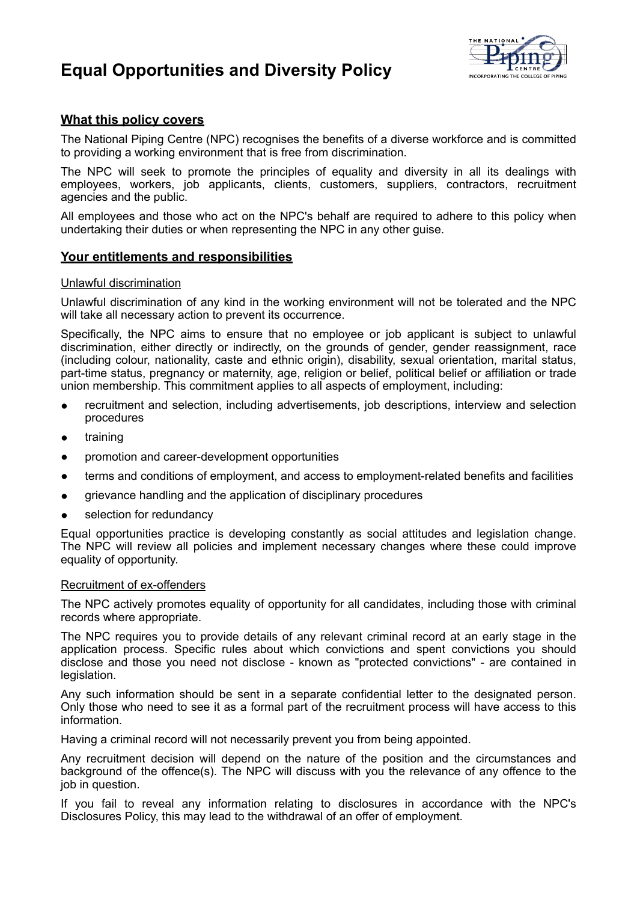# Equal Opportunities and Diversity Policy

## What this policy covers

The National Piping Centre (NPC) recognises the benefits of a diverse workforce and is committed to providing a working environment that is free from discrimination.

The NPC will seek to promote the principles of equality and diversity in all its dealings with employees, workers, job applicants, clients, customers, suppliers, contractors, recruitment agencies and the public.

All employees and those who act on the NPC's behalf are required to adhere to this policy when undertaking their duties or when representing the NPC in any other guise.

## Your entitlements and responsibilities

### Unlawful discrimination

Unlawful discrimination of any kind in the working environment will not be tolerated and the NPC will take all necessary action to prevent its occurrence.

Specifically, the NPC aims to ensure that no employee or job applicant is subject to unlawful discrimination, either directly or indirectly, on the grounds of gender, gender reassignment, race (including colour, nationality, caste and ethnic origin), disability, sexual orientation, marital status, part-time status, pregnancy or maternity, age, religion or belief, political belief or affiliation or trade union membership. This commitment applies to all aspects of employment, including:

- recruitment and selection, including advertisements, job descriptions, interview and selection procedures
- training
- promotion and career-development opportunities
- terms and conditions of employment, and access to employment-related benefits and facilities
- grievance handling and the application of disciplinary procedures
- selection for redundancy

Equal opportunities practice is developing constantly as social attitudes and legislation change. The NPC will review all policies and implement necessary changes where these could improve equality of opportunity.

### Recruitment of ex-offenders

The NPC actively promotes equality of opportunity for all candidates, including those with criminal records where appropriate.

The NPC requires you to provide details of any relevant criminal record at an early stage in the application process. Specific rules about which convictions and spent convictions you should disclose and those you need not disclose - known as "protected convictions" - are contained in legislation.

Any such information should be sent in a separate confidential letter to the designated person. Only those who need to see it as a formal part of the recruitment process will have access to this information.

Having a criminal record will not necessarily prevent you from being appointed.

Any recruitment decision will depend on the nature of the position and the circumstances and background of the offence(s). The NPC will discuss with you the relevance of any offence to the job in question.

If you fail to reveal any information relating to disclosures in accordance with the NPC's Disclosures Policy, this may lead to the withdrawal of an offer of employment.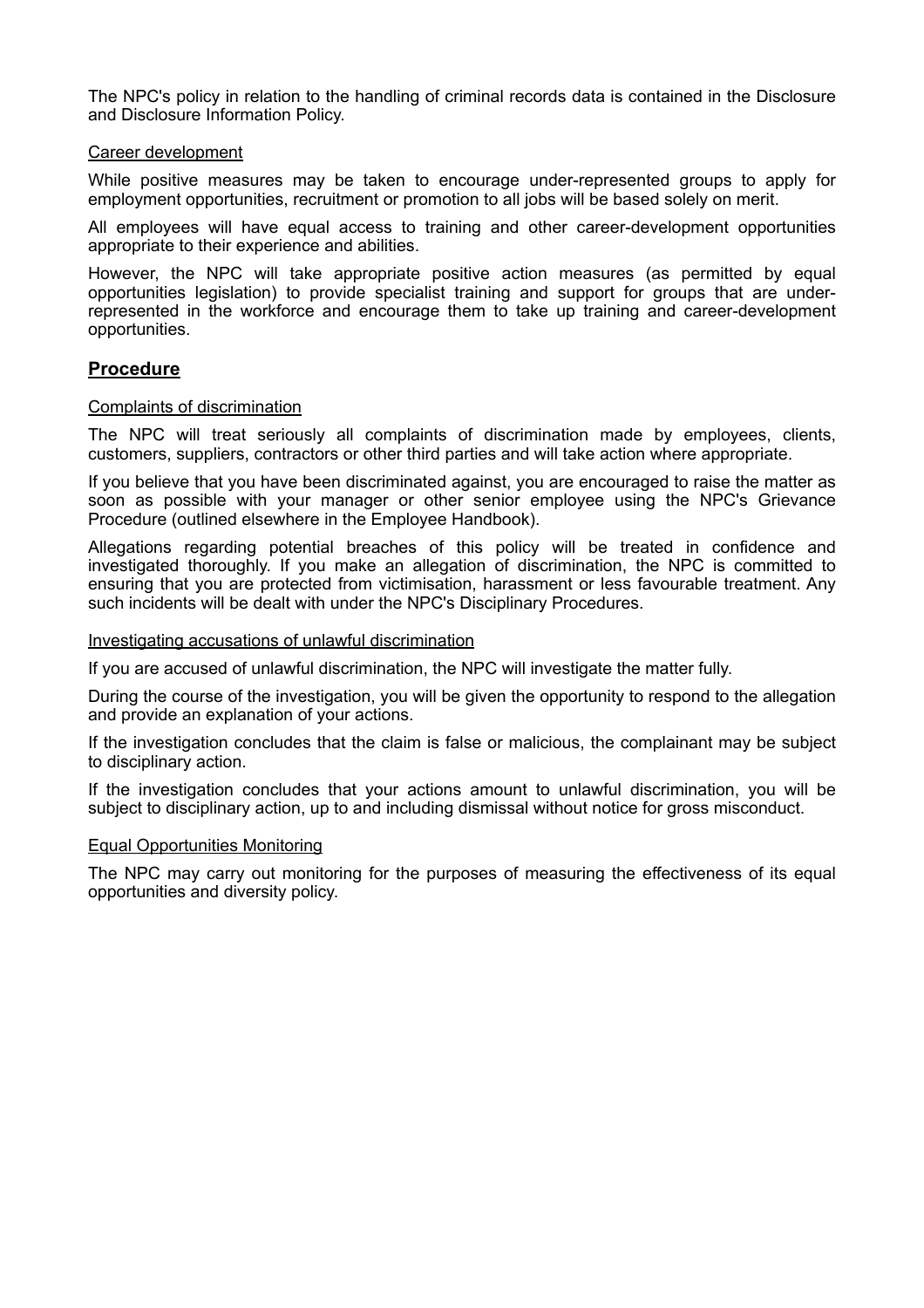The NPC's policy in relation to the handling of criminal records data is contained in the Disclosure and Disclosure Information Policy.

Career development

While positive measures may be taken to encourage under-represented groups to apply for employment opportunities, recruitment or promotion to all jobs will be based solely on merit.

All employees will have equal access to training and other career-development opportunities appropriate to their experience and abilities.

However, the NPC will take appropriate positive action measures (as permitted by equal opportunities legislation) to provide specialist training and support for groups that are under-represented in the workforce and encourage them to take up training and career-development opportunities.

## Procedure

Complaints of discrimination

The NPC will treat seriously all complaints of discrimination made by employees, clients, customers, suppliers, contractors or other third parties and will take action where appropriate.

If you believe that you have been discriminated against, you are encouraged to raise the matter as soon as possible with your manager or other senior employee using the NPC's Grievance Procedure (outlined elsewhere in the Employee Handbook).

Allegations regarding potential breaches of this policy will be treated in confidence and investigated thoroughly. If you make an allegation of discrimination, the NPC is committed to ensuring that you are protected from victimisation, harassment or less favourable treatment. Any such incidents will be dealt with under the NPC's Disciplinary Procedures.

Investigating accusations of unlawful discrimination

If you are accused of unlawful discrimination, the NPC will investigate the matter fully.

During the course of the investigation, you will be given the opportunity to respond to the allegation and provide an explanation of your actions.

If the investigation concludes that the claim is false or malicious, the complainant may be subject to disciplinary action.

If the investigation concludes that your actions amount to unlawful discrimination, you will be subject to disciplinary action, up to and including dismissal without notice for gross misconduct.

Equal Opportunities Monitoring

The NPC may carry out monitoring for the purposes of measuring the effectiveness of its equal opportunities and diversity policy.